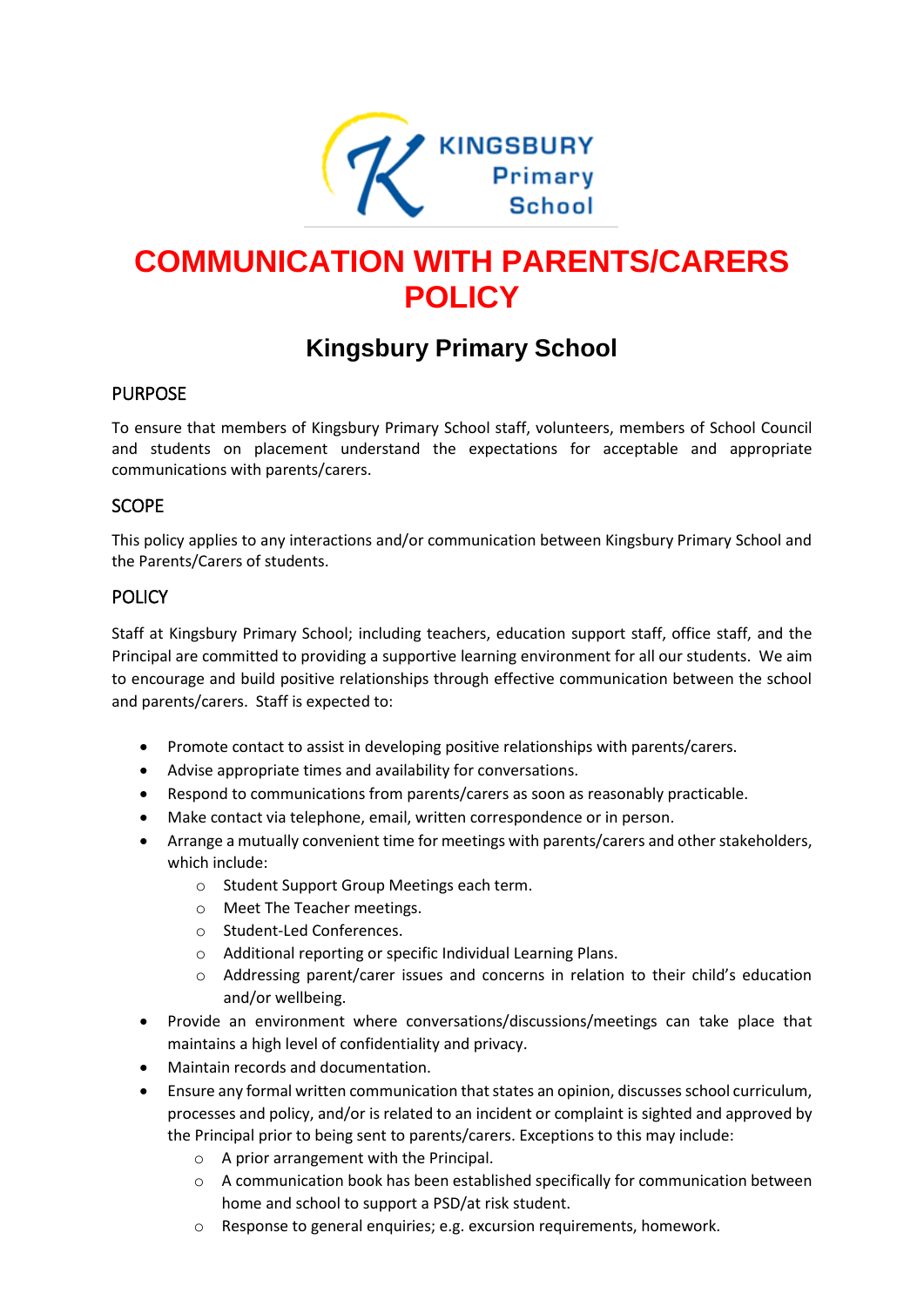KINGSBURY Primary School

# COMMUNICATION WITH PARENTS/CARERS POLICY

## Kingsbury Primary School

### PURPOSE

To ensure that members of Kingsbury Primary School staff, volunteers, members of School Council and students on placement understand the expectations for acceptable and appropriate communications with parents/carers.

### SCOPE

This policy applies to any interactions and/or communication between Kingsbury Primary School and the Parents/Carers of students.

### POLICY

Staff at Kingsbury Primary School; including teachers, education support staff, office staff, and the Principal are committed to providing a supportive learning environment for all our students. We aim to encourage and build positive relationships through effective communication between the school and parents/carers. Staff is expected to:

- Promote contact to assist in developing positive relationships with parents/carers.
- Advise appropriate times and availability for conversations.
- Respond to communications from parents/carers as soon as reasonably practicable.
- Make contact via telephone, email, written correspondence or in person.
- Arrange a mutually convenient time for meetings with parents/carers and other stakeholders, which include:
  - Student Support Group Meetings each term.
  - Meet The Teacher meetings.
  - Student-Led Conferences.
  - Additional reporting or specific Individual Learning Plans.
  - Addressing parent/carer issues and concerns in relation to their child's education and/or wellbeing.
- Provide an environment where conversations/discussions/meetings can take place that maintains a high level of confidentiality and privacy.
- Maintain records and documentation.
- Ensure any formal written communication that states an opinion, discusses school curriculum, processes and policy, and/or is related to an incident or complaint is sighted and approved by the Principal prior to being sent to parents/carers. Exceptions to this may include:
  - A prior arrangement with the Principal.
  - A communication book has been established specifically for communication between home and school to support a PSD/at risk student.
  - Response to general enquiries; e.g. excursion requirements, homework.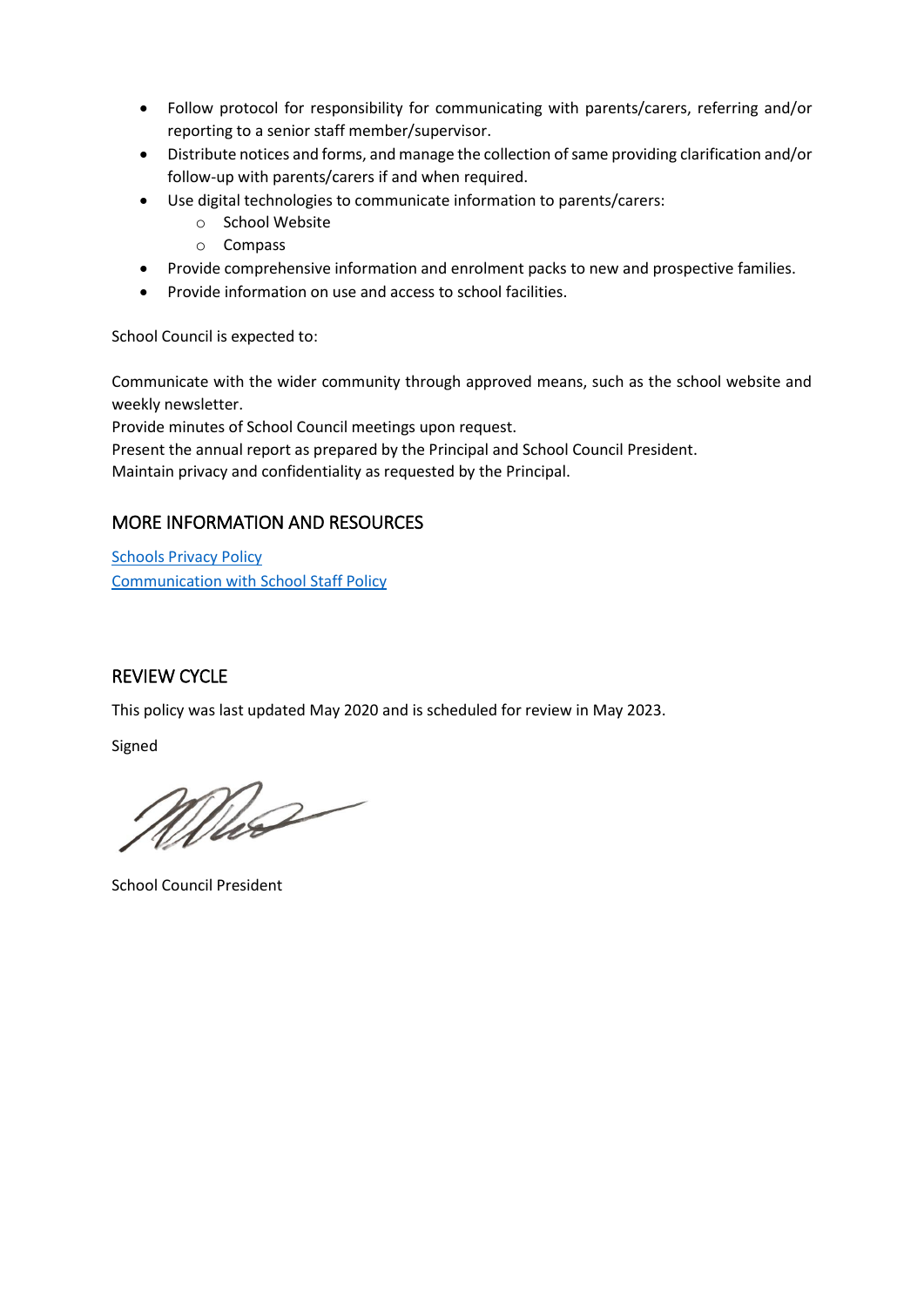- Follow protocol for responsibility for communicating with parents/carers, referring and/or reporting to a senior staff member/supervisor.
- Distribute notices and forms, and manage the collection of same providing clarification and/or follow-up with parents/carers if and when required.
- Use digital technologies to communicate information to parents/carers:
  - School Website
  - Compass
- Provide comprehensive information and enrolment packs to new and prospective families.
- Provide information on use and access to school facilities.

School Council is expected to:

Communicate with the wider community through approved means, such as the school website and weekly newsletter.
Provide minutes of School Council meetings upon request.
Present the annual report as prepared by the Principal and School Council President.
Maintain privacy and confidentiality as requested by the Principal.

## MORE INFORMATION AND RESOURCES

Schools Privacy Policy
Communication with School Staff Policy

## REVIEW CYCLE

This policy was last updated May 2020 and is scheduled for review in May 2023.

Signed

School Council President